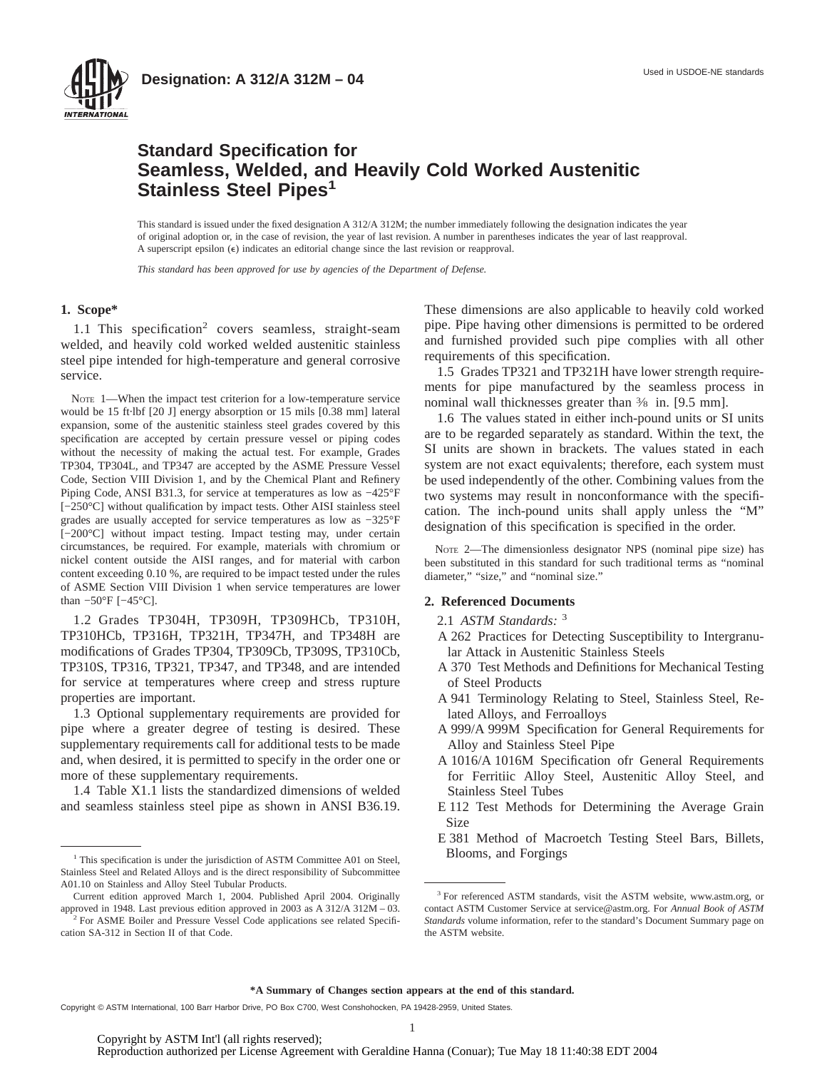**Designation: A 312/A 312M – 04**

Used in USDOE-NE standards

# Standard Specification for Seamless, Welded, and Heavily Cold Worked Austenitic Stainless Steel Pipes[1]

This standard is issued under the fixed designation A 312/A 312M; the number immediately following the designation indicates the year of original adoption or, in the case of revision, the year of last revision. A number in parentheses indicates the year of last reapproval. A superscript epsilon (ε) indicates an editorial change since the last revision or reapproval.

*This standard has been approved for use by agencies of the Department of Defense.*

## 1. Scope*

1.1 This specification[2] covers seamless, straight-seam welded, and heavily cold worked welded austenitic stainless steel pipe intended for high-temperature and general corrosive service.

NOTE 1—When the impact test criterion for a low-temperature service would be 15 ft·lbf [20 J] energy absorption or 15 mils [0.38 mm] lateral expansion, some of the austenitic stainless steel grades covered by this specification are accepted by certain pressure vessel or piping codes without the necessity of making the actual test. For example, Grades TP304, TP304L, and TP347 are accepted by the ASME Pressure Vessel Code, Section VIII Division 1, and by the Chemical Plant and Refinery Piping Code, ANSI B31.3, for service at temperatures as low as −425°F [−250°C] without qualification by impact tests. Other AISI stainless steel grades are usually accepted for service temperatures as low as −325°F [−200°C] without impact testing. Impact testing may, under certain circumstances, be required. For example, materials with chromium or nickel content outside the AISI ranges, and for material with carbon content exceeding 0.10 %, are required to be impact tested under the rules of ASME Section VIII Division 1 when service temperatures are lower than −50°F [−45°C].

1.2 Grades TP304H, TP309H, TP309HCb, TP310H, TP310HCb, TP316H, TP321H, TP347H, and TP348H are modifications of Grades TP304, TP309Cb, TP309S, TP310Cb, TP310S, TP316, TP321, TP347, and TP348, and are intended for service at temperatures where creep and stress rupture properties are important.

1.3 Optional supplementary requirements are provided for pipe where a greater degree of testing is desired. These supplementary requirements call for additional tests to be made and, when desired, it is permitted to specify in the order one or more of these supplementary requirements.

1.4 Table X1.1 lists the standardized dimensions of welded and seamless stainless steel pipe as shown in ANSI B36.19. These dimensions are also applicable to heavily cold worked pipe. Pipe having other dimensions is permitted to be ordered and furnished provided such pipe complies with all other requirements of this specification.

1.5 Grades TP321 and TP321H have lower strength requirements for pipe manufactured by the seamless process in nominal wall thicknesses greater than ⅜ in. [9.5 mm].

1.6 The values stated in either inch-pound units or SI units are to be regarded separately as standard. Within the text, the SI units are shown in brackets. The values stated in each system are not exact equivalents; therefore, each system must be used independently of the other. Combining values from the two systems may result in nonconformance with the specification. The inch-pound units shall apply unless the "M" designation of this specification is specified in the order.

NOTE 2—The dimensionless designator NPS (nominal pipe size) has been substituted in this standard for such traditional terms as "nominal diameter," "size," and "nominal size."

## 2. Referenced Documents

2.1 *ASTM Standards:* [3]

A 262 Practices for Detecting Susceptibility to Intergranular Attack in Austenitic Stainless Steels

A 370 Test Methods and Definitions for Mechanical Testing of Steel Products

A 941 Terminology Relating to Steel, Stainless Steel, Related Alloys, and Ferroalloys

A 999/A 999M Specification for General Requirements for Alloy and Stainless Steel Pipe

A 1016/A 1016M Specification ofr General Requirements for Ferritiic Alloy Steel, Austenitic Alloy Steel, and Stainless Steel Tubes

E 112 Test Methods for Determining the Average Grain Size

E 381 Method of Macroetch Testing Steel Bars, Billets, Blooms, and Forgings

---

[1] This specification is under the jurisdiction of ASTM Committee A01 on Steel, Stainless Steel and Related Alloys and is the direct responsibility of Subcommittee A01.10 on Stainless and Alloy Steel Tubular Products.

Current edition approved March 1, 2004. Published April 2004. Originally approved in 1948. Last previous edition approved in 2003 as A 312/A 312M – 03.

[2] For ASME Boiler and Pressure Vessel Code applications see related Specification SA-312 in Section II of that Code.

[3] For referenced ASTM standards, visit the ASTM website, www.astm.org, or contact ASTM Customer Service at service@astm.org. For *Annual Book of ASTM Standards* volume information, refer to the standard's Document Summary page on the ASTM website.

**\*A Summary of Changes section appears at the end of this standard.**

Copyright © ASTM International, 100 Barr Harbor Drive, PO Box C700, West Conshohocken, PA 19428-2959, United States.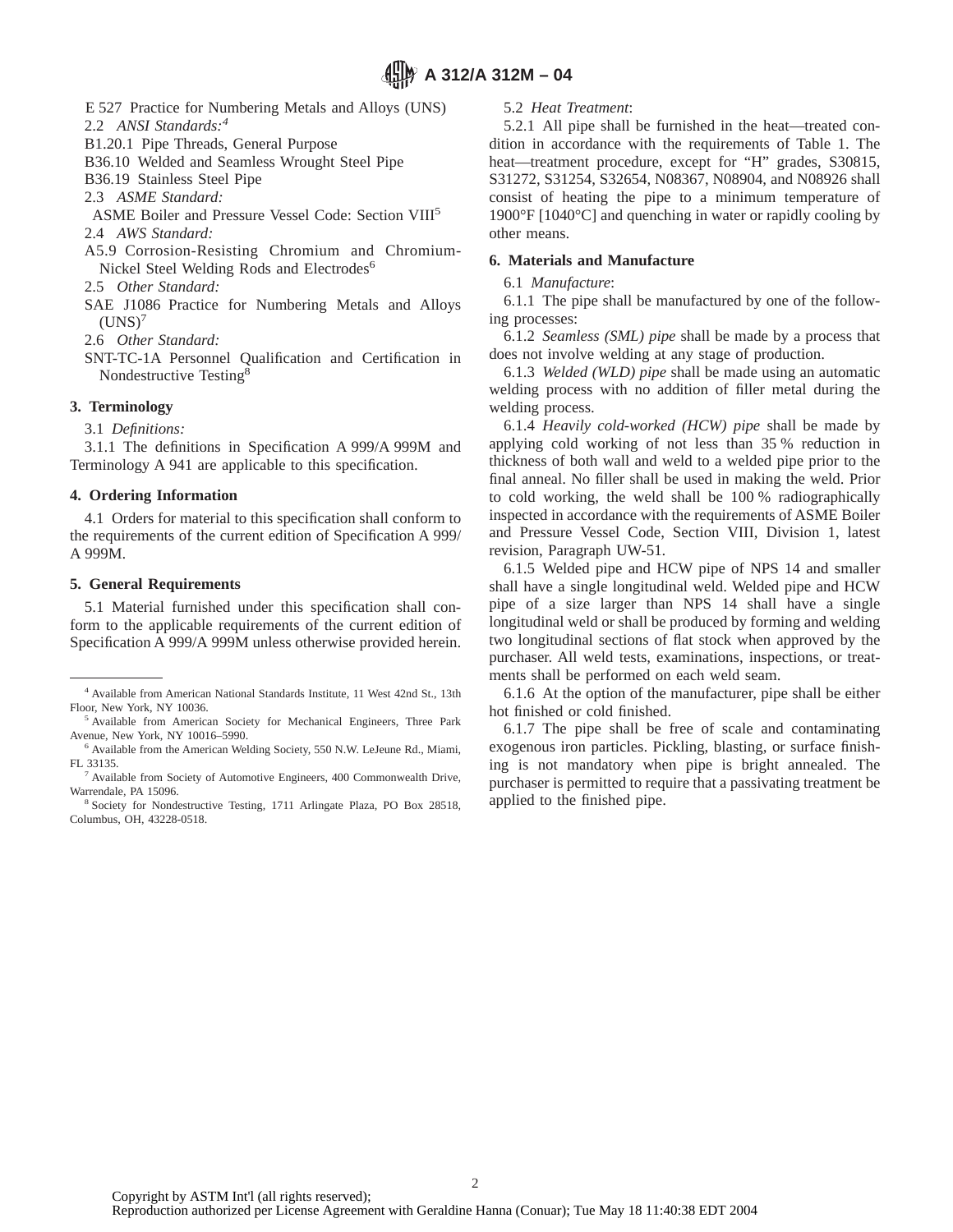E 527 Practice for Numbering Metals and Alloys (UNS)

2.2 *ANSI Standards:*[4]

B1.20.1 Pipe Threads, General Purpose

B36.10 Welded and Seamless Wrought Steel Pipe

B36.19 Stainless Steel Pipe

2.3 *ASME Standard:*

ASME Boiler and Pressure Vessel Code: Section VIII[5]

2.4 *AWS Standard:*

A5.9 Corrosion-Resisting Chromium and Chromium-Nickel Steel Welding Rods and Electrodes[6]

2.5 *Other Standard:*

SAE J1086 Practice for Numbering Metals and Alloys (UNS)[7]

2.6 *Other Standard:*

SNT-TC-1A Personnel Qualification and Certification in Nondestructive Testing[8]

## 3. Terminology

3.1 *Definitions:*

3.1.1 The definitions in Specification A 999/A 999M and Terminology A 941 are applicable to this specification.

## 4. Ordering Information

4.1 Orders for material to this specification shall conform to the requirements of the current edition of Specification A 999/A 999M.

## 5. General Requirements

5.1 Material furnished under this specification shall conform to the applicable requirements of the current edition of Specification A 999/A 999M unless otherwise provided herein.

5.2 *Heat Treatment*:

5.2.1 All pipe shall be furnished in the heat—treated condition in accordance with the requirements of Table 1. The heat—treatment procedure, except for "H" grades, S30815, S31272, S31254, S32654, N08367, N08904, and N08926 shall consist of heating the pipe to a minimum temperature of 1900°F [1040°C] and quenching in water or rapidly cooling by other means.

## 6. Materials and Manufacture

6.1 *Manufacture*:

6.1.1 The pipe shall be manufactured by one of the following processes:

6.1.2 *Seamless (SML) pipe* shall be made by a process that does not involve welding at any stage of production.

6.1.3 *Welded (WLD) pipe* shall be made using an automatic welding process with no addition of filler metal during the welding process.

6.1.4 *Heavily cold-worked (HCW) pipe* shall be made by applying cold working of not less than 35 % reduction in thickness of both wall and weld to a welded pipe prior to the final anneal. No filler shall be used in making the weld. Prior to cold working, the weld shall be 100 % radiographically inspected in accordance with the requirements of ASME Boiler and Pressure Vessel Code, Section VIII, Division 1, latest revision, Paragraph UW-51.

6.1.5 Welded pipe and HCW pipe of NPS 14 and smaller shall have a single longitudinal weld. Welded pipe and HCW pipe of a size larger than NPS 14 shall have a single longitudinal weld or shall be produced by forming and welding two longitudinal sections of flat stock when approved by the purchaser. All weld tests, examinations, inspections, or treatments shall be performed on each weld seam.

6.1.6 At the option of the manufacturer, pipe shall be either hot finished or cold finished.

6.1.7 The pipe shall be free of scale and contaminating exogenous iron particles. Pickling, blasting, or surface finishing is not mandatory when pipe is bright annealed. The purchaser is permitted to require that a passivating treatment be applied to the finished pipe.

---

[4] Available from American National Standards Institute, 11 West 42nd St., 13th Floor, New York, NY 10036.

[5] Available from American Society for Mechanical Engineers, Three Park Avenue, New York, NY 10016–5990.

[6] Available from the American Welding Society, 550 N.W. LeJeune Rd., Miami, FL 33135.

[7] Available from Society of Automotive Engineers, 400 Commonwealth Drive, Warrendale, PA 15096.

[8] Society for Nondestructive Testing, 1711 Arlingate Plaza, PO Box 28518, Columbus, OH, 43228-0518.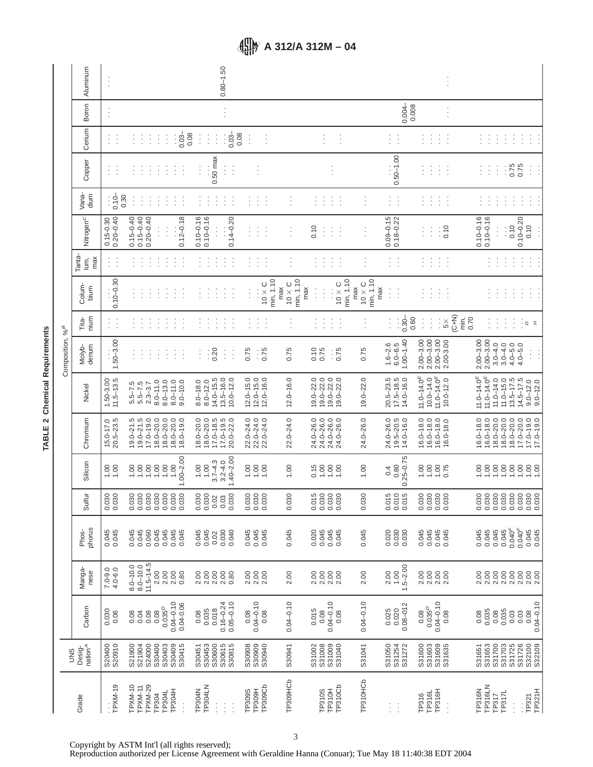**TABLE 2 Chemical Requirements**

| Grade | UNS Designation[A] | Composition, %[B] | | | | | | | | | | | | | | | | |
|---|---|---|---|---|---|---|---|---|---|---|---|---|---|---|---|---|---|---|
| | | Carbon | Manganese | Phosphorus | Sulfur | Silicon | Chromium | Nickel | Molybdenum | Titanium | Columbium | Tantalum, max | Nitrogen[C] | Vanadium | Copper | Cerium | Boron | Aluminum |
| ... | S20400 | 0.030 | 7.0-9.0 | 0.045 | 0.030 | 1.00 | 15.0-17.0 | 1.50-3.00 | ... | ... | ... | ... | 0.15-0.30 | ... | ... | ... | ... | ... |
| TPXM-19 | S20910 | 0.06 | 4.0-6.0 | 0.045 | 0.030 | 1.00 | 20.5–23.5 | 11.5–13.5 | 1.50–3.00 | ... | 0.10–0.30 | ... | 0.20–0.40 | 0.10–0.30 | ... | ... | ... | ... |
| TPXM-10 | S21900 | 0.08 | 8.0–10.0 | 0.045 | 0.030 | 1.00 | 19.0–21.5 | 5.5–7.5 | ... | ... | ... | ... | 0.15–0.40 | ... | ... | ... | | |
| TPXM-11 | S21904 | 0.04 | 8.0–10.0 | 0.045 | 0.030 | 1.00 | 19.0–21.5 | 5.5–7.5 | ... | ... | ... | ... | 0.15–0.40 | ... | ... | ... | | |
| TPXM-29 | S24000 | 0.08 | 11.5–14.5 | 0.060 | 0.030 | 1.00 | 17.0–19.0 | 2.3–3.7 | ... | ... | ... | ... | 0.20–0.40 | ... | ... | ... | | |
| TP304 | S30400 | 0.08 | 2.00 | 0.045 | 0.030 | 1.00 | 18.0–20.0 | 8.0–11.0 | ... | ... | ... | ... | ... | ... | ... | ... | | |
| TP304L | S30403 | 0.035[D] | 2.00 | 0.045 | 0.030 | 1.00 | 18.0–20.0 | 8.0–13.0 | ... | ... | ... | ... | ... | ... | ... | ... | | |
| TP304H | S30409 | 0.04–0.10 | 2.00 | 0.045 | 0.030 | 1.00 | 18.0–20.0 | 8.0–11.0 | ... | ... | ... | ... | ... | ... | ... | ... | | |
| ... | S30415 | 0.04-0.06 | 0.80 | 0.045 | 0.030 | 1.00–2.00 | 18.0-19.0 | 9.0–10.0 | ... | ... | ... | ... | 0.12–0.18 | ... | ... | 0.03–0.08 | | |
| TP304N | S30451 | 0.08 | 2.00 | 0.045 | 0.030 | 1.00 | 18.0–20.0 | 8.0–18.0 | ... | ... | ... | ... | 0.10–0.16 | ... | ... | ... | | |
| TP304LN | S30453 | 0.035 | 2.00 | 0.045 | 0.030 | 1.00 | 18.0–20.0 | 8.0–12.0 | ... | ... | ... | ... | 0.10–0.16 | ... | ... | ... | | |
| ... | S30600 | 0.018 | 2.00 | 0.02 | 0.02 | 3.7–4.3 | 17.0–18.5 | 14.0–15.5 | 0.20 | ... | ... | ... | ... | ... | 0.50 max | ... | ... | |
| ... | S30615 | 0.16–0.24 | 2.00 | 0.030 | 0.03 | 3.2-4.0 | 17.0–19.5 | 13.5–16.0 | ... | ... | ... | ... | ... | ... | ... | ... | ... | 0.80–1.50 |
| ... | S30815 | 0.05–0.10 | 0.80 | 0.040 | 0.030 | 1.40–2.00 | 20.0–22.0 | 10.0–12.0 | ... | ... | ... | ... | 0.14–0.20 | ... | ... | 0.03–0.08 | | |
| TP309S | S30908 | 0.08 | 2.00 | 0.045 | 0.030 | 1.00 | 22.0–24.0 | 12.0–15.0 | 0.75 | ... | ... | ... | ... | ... | ... | ... | | |
| TP309H | S30909 | 0.04–0.10 | 2.00 | 0.045 | 0.030 | 1.00 | 22.0–24.0 | 12.0–15.0 | ... | ... | ... | ... | ... | ... | ... | ... | | |
| TP309Cb | S30940 | 0.08 | 2.00 | 0.045 | 0.030 | 1.00 | 22.0–24.0 | 12.0–16.0 | 0.75 | ... | 10 × C min, 1.10 max | ... | ... | ... | ... | ... | | |
| TP309HCb | S30941 | 0.04–0.10 | 2.00 | 0.045 | 0.030 | 1.00 | 22.0–24.0 | 12.0–16.0 | 0.75 | ... | 10 × C min, 1.10 max | ... | ... | ... | | | | |
| | S31002 | 0.015 | 2.00 | 0.020 | 0.015 | 0.15 | 24.0–26.0 | 19.0–22.0 | 0.10 | ... | ... | ... | 0.10 | ... | | | | |
| TP310S | S31008 | 0.08 | 2.00 | 0.045 | 0.030 | 1.00 | 24.0–26.0 | 19.0–22.0 | 0.75 | ... | ... | ... | ... | ... | ... | ... | | |
| TP310H | S31009 | 0.04–0.10 | 2.00 | 0.045 | 0.030 | 1.00 | 24.0–26.0 | 19.0–22.0 | ... | ... | ... | ... | ... | ... | ... | ... | | |
| TP310Cb | S31040 | 0.08 | 2.00 | 0.045 | 0.030 | 1.00 | 24.0–26.0 | 19.0–22.0 | 0.75 | ... | 10 × C min, 1.10 max | ... | ... | ... | ... | ... | | |
| TP310HCb | S31041 | 0.04–0.10 | 2.00 | 0.045 | 0.030 | 1.00 | 24.0–26.0 | 19.0–22.0 | 0.75 | ... | 10 × C min, 1.10 max | ... | ... | ... | | | | |
| ... | S31050 | 0.025 | 2.00 | 0.020 | 0.015 | 0.4 | 24.0–26.0 | 20.5–23.5 | 1.6–2.6 | ... | ... | ... | 0.09–0.15 | ... | ... | ... | ... | ... |
| ... | S31254 | 0.020 | 1.00 | 0.030 | 0.010 | 0.80 | 19.5–20.5 | 17.5–18.5 | 6.0–6.5 | ... | ... | ... | 0.18–0.22 | ... | 0.50–1.00 | ... | | |
| ... | S31272 | 0.08–012 | 1.5–2.00 | 0.030 | 0.015 | 0.25–0.75 | 14.0–16.0 | 14.0–16.0 | 1.00–1.40 | 0.30–0.60 | | | | | | | 0.004–0.008 | |
| TP316 | S31600 | 0.08 | 2.00 | 0.045 | 0.030 | 1.00 | 16.0–18.0 | 11.0–14.0[E] | 2.00–3.00 | ... | ... | ... | ... | ... | ... | ... | ... | ... |
| TP316L | S31603 | 0.035[D] | 2.00 | 0.045 | 0.030 | 1.00 | 16.0–18.0 | 10.0–14.0 | 2.00–3.00 | ... | ... | ... | ... | ... | ... | ... | | |
| TP316H | S31609 | 0.04–0.10 | 2.00 | 0.045 | 0.030 | 1.00 | 16.0–18.0 | 11.0–14.0[E] | 2.00–3.00 | ... | ... | ... | ... | ... | ... | ... | | |
| ... | S31635 | 0.08 | 2.00 | 0.045 | 0.030 | 0.75 | 16.0-18.0 | 10.0-12.0 | 2.00-3.00 | 5× (C+N) min, 0.70 | ... | ... | 0.10 | ... | ... | ... | | |
| TP316N | S31651 | 0.08 | 2.00 | 0.045 | 0.030 | 1.00 | 16.0–18.0 | 11.0–14.0[E] | 2.00–3.00 | ... | ... | ... | 0.10–0.16 | ... | ... | ... | | |
| TP316LN | S31653 | 0.035 | 2.00 | 0.045 | 0.030 | 1.00 | 16.0–18.0 | 11.0–14.0[E] | 2.00–3.00 | ... | ... | ... | 0.10–0.16 | ... | ... | ... | | |
| TP317 | S31700 | 0.08 | 2.00 | 0.045 | 0.030 | 1.00 | 18.0–20.0 | 11.0–14.0 | 3.0–4.0 | ... | ... | ... | ... | ... | ... | ... | | |
| TP317L | S31703 | 0.035 | 2.00 | 0.045 | 0.030 | 1.00 | 18.0–20.0 | 11.0–15.0 | 3.0–4.0 | ... | ... | ... | ... | ... | ... | ... | | |
| ... | S31725 | 0.03 | 2.00 | 0.040[F] | 0.030 | 1.00 | 18.0–20.0 | 13.5–17.5 | 4.0–5.0 | ... | ... | ... | 0.10 | ... | 0.75 | ... | | |
| ... | S31726 | 0.03 | 2.00 | 0.040[F] | 0.030 | 1.00 | 17.0–20.0 | 14.5–17.5 | 4.0–5.0 | ... | ... | ... | 0.10–0.20 | ... | 0.75 | ... | | |
| TP321 | S32100 | 0.08 | 2.00 | 0.045 | 0.030 | 1.00 | 17.0–19.0 | 9.0–12.0 | ... | [G] | ... | ... | 0.10 | ... | ... | ... | | |
| TP321H | S32109 | 0.04–0.10 | 2.00 | 0.045 | 0.030 | 1.00 | 17.0–19.0 | 9.0–12.0 | ... | [H] | ... | ... | ... | ... | ... | ... | | |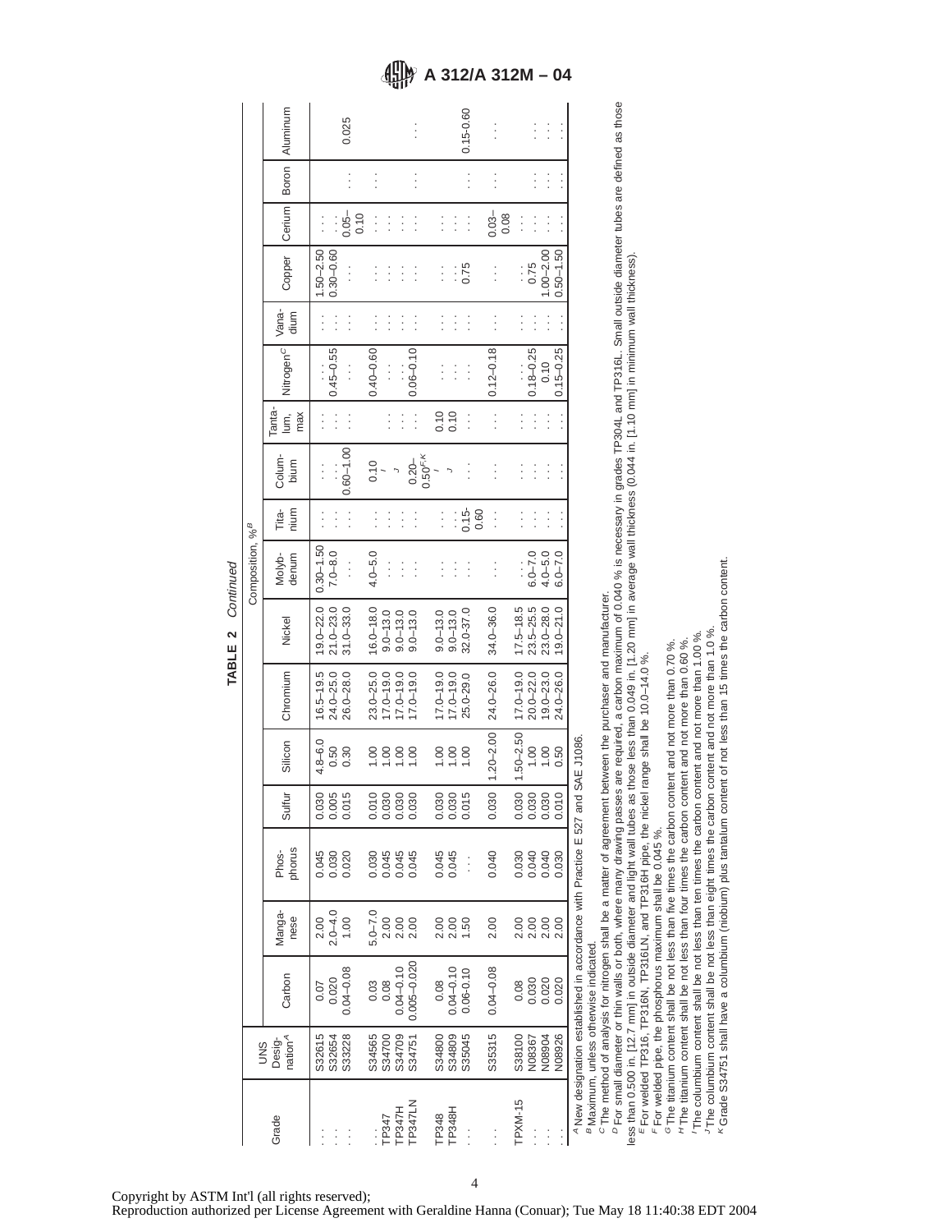TABLE 2 *Continued*

| Grade | UNS Designation[A] | Composition, %[B] | | | | | | | | | | | | | | | | |
|---|---|---|---|---|---|---|---|---|---|---|---|---|---|---|---|---|---|---|
| | | Carbon | Manganese | Phosphorus | Sulfur | Silicon | Chromium | Nickel | Molybdenum | Titanium | Columbium | Tantalum, max | Nitrogen[C] | Vanadium | Copper | Cerium | Boron | Aluminum |
| . . . | S32615 | 0.07 | 2.00 | 0.045 | 0.030 | 4.8–6.0 | 16.5–19.5 | 19.0–22.0 | 0.30–1.50 | . . . | . . . | . . . | . . . | . . . | 1.50–2.50 | . . . | | |
| . . . | S32654 | 0.020 | 2.0–4.0 | 0.030 | 0.005 | 0.50 | 24.0–25.0 | 21.0–23.0 | 7.0–8.0 | . . . | . . . | . . . | 0.45–0.55 | . . . | 0.30–0.60 | . . . | | |
| . . . | S33228 | 0.04–0.08 | 1.00 | 0.020 | 0.015 | 0.30 | 26.0–28.0 | 31.0–33.0 | . . . | . . . | 0.60–1.00 | . . . | . . . | . . . | . . . | 0.05–0.10 | . . . | 0.025 |
| . . . | S34565 | 0.03 | 5.0–7.0 | 0.030 | 0.010 | 1.00 | 23.0–25.0 | 16.0–18.0 | 4.0–5.0 | . . . | 0.10 | | 0.40–0.60 | . . . | . . . | . . . | . . . | |
| TP347 | S34700 | 0.08 | 2.00 | 0.045 | 0.030 | 1.00 | 17.0–19.0 | 9.0–13.0 | . . . | . . . | [I] | . . . | . . . | . . . | . . . | . . . | | |
| TP347H | S34709 | 0.04–0.10 | 2.00 | 0.045 | 0.030 | 1.00 | 17.0–19.0 | 9.0–13.0 | . . . | . . . | [J] | . . . | . . . | . . . | . . . | . . . | | |
| TP347LN | S34751 | 0.005–0.020 | 2.00 | 0.045 | 0.030 | 1.00 | 17.0–19.0 | 9.0–13.0 | . . . | . . . | 0.20–0.50[F,K] | . . . | 0.06–0.10 | . . . | . . . | . . . | . . . | . . . |
| TP348 | S34800 | 0.08 | 2.00 | 0.045 | 0.030 | 1.00 | 17.0–19.0 | 9.0–13.0 | . . . | . . . | [I] | 0.10 | . . . | . . . | . . . | . . . | | |
| TP348H | S34809 | 0.04–0.10 | 2.00 | 0.045 | 0.030 | 1.00 | 17.0–19.0 | 9.0–13.0 | . . . | . . . | [J] | 0.10 | . . . | . . . | . . . | . . . | | |
| . . . | S35045 | 0.06-0.10 | 1.50 | . . . | 0.015 | 1.00 | 25.0-29.0 | 32.0-37.0 | . . . | 0.15-0.60 | . . . | . . . | . . . | . . . | 0.75 | . . . | . . . | 0.15-0.60 |
| . . . | S35315 | 0.04–0.08 | 2.00 | 0.040 | 0.030 | 1.20–2.00 | 24.0–26.0 | 34.0–36.0 | . . . | . . . | . . . | . . . | 0.12–0.18 | . . . | . . . | 0.03–0.08 | . . . | . . . |
| TPXM-15 | S38100 | 0.08 | 2.00 | 0.030 | 0.030 | 1.50–2.50 | 17.0–19.0 | 17.5–18.5 | . . . | . . . | . . . | . . . | . . . | . . . | . . . | . . . | . . . | . . . |
| . . . | N08367 | 0.030 | 2.00 | 0.040 | 0.030 | 1.00 | 20.0–22.0 | 23.5–25.5 | 6.0–7.0 | . . . | . . . | . . . | 0.18–0.25 | . . . | 0.75 | . . . | . . . | . . . |
| . . . | N08904 | 0.020 | 2.00 | 0.040 | 0.030 | 1.00 | 19.0–23.0 | 23.0–28.0 | 4.0–5.0 | . . . | . . . | . . . | 0.10 | . . . | 1.00–2.00 | . . . | . . . | . . . |
| . . . | N08926 | 0.020 | 2.00 | 0.030 | 0.010 | 0.50 | 24.0–26.0 | 19.0–21.0 | 6.0–7.0 | . . . | . . . | . . . | 0.15–0.25 | . . . | 0.50–1.50 | . . . | . . . | . . . |

[A] New designation established in accordance with Practice E 527 and SAE J1086.

[B] Maximum, unless otherwise indicated.

[C] The method of analysis for nitrogen shall be a matter of agreement between the purchaser and manufacturer.

[D] For small diameter or thin walls or both, where many drawing passes are required, a carbon maximum of 0.040 % is necessary in grades TP304L and TP316L. Small outside diameter tubes are defined as those less than 0.500 in. [12.7 mm] in outside diameter and light wall tubes as those less than 0.049 in. [1.20 mm] in average wall thickness (0.044 in. [1.10 mm] in minimum wall thickness).

[E] For welded TP316, TP316N, TP316LN, and TP316H pipe, the nickel range shall be 10.0–14.0 %.

[F] For welded pipe, the phosphorus maximum shall be 0.045 %.

[G] The titanium content shall be not less than five times the carbon content and not more than 0.70 %.

[H] The titanium content shall be not less than four times the carbon content and not more than 0.60 %.

[I] The columbium content shall be not less than ten times the carbon content and not more than 1.00 %.

[J] The columbium content shall be not less than eight times the carbon content and not more than 1.0 %.

[K] Grade S34751 shall have a columbium (niobium) plus tantalum content of not less than 15 times the carbon content.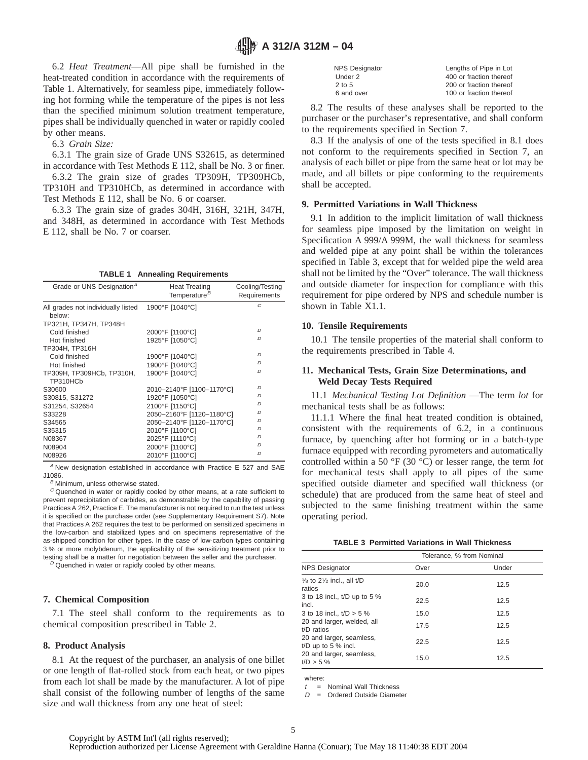6.2 *Heat Treatment*—All pipe shall be furnished in the heat-treated condition in accordance with the requirements of Table 1. Alternatively, for seamless pipe, immediately following hot forming while the temperature of the pipes is not less than the specified minimum solution treatment temperature, pipes shall be individually quenched in water or rapidly cooled by other means.

6.3 *Grain Size:*

6.3.1 The grain size of Grade UNS S32615, as determined in accordance with Test Methods E 112, shall be No. 3 or finer.

6.3.2 The grain size of grades TP309H, TP309HCb, TP310H and TP310HCb, as determined in accordance with Test Methods E 112, shall be No. 6 or coarser.

6.3.3 The grain size of grades 304H, 316H, 321H, 347H, and 348H, as determined in accordance with Test Methods E 112, shall be No. 7 or coarser.

**TABLE 1 Annealing Requirements**

| Grade or UNS Designation[A] | Heat Treating Temperature[B] | Cooling/Testing Requirements |
|---|---|---|
| All grades not individually listed below: | 1900°F [1040°C] | [C] |
| TP321H, TP347H, TP348H | | |
| Cold finished | 2000°F [1100°C] | [D] |
| Hot finished | 1925°F [1050°C] | [D] |
| TP304H, TP316H | | |
| Cold finished | 1900°F [1040°C] | [D] |
| Hot finished | 1900°F [1040°C] | [D] |
| TP309H, TP309HCb, TP310H, TP310HCb | 1900°F [1040°C] | [D] |
| S30600 | 2010–2140°F [1100–1170°C] | [D] |
| S30815, S31272 | 1920°F [1050°C] | [D] |
| S31254, S32654 | 2100°F [1150°C] | [D] |
| S33228 | 2050–2160°F [1120–1180°C] | [D] |
| S34565 | 2050–2140°F [1120–1170°C] | [D] |
| S35315 | 2010°F [1100°C] | [D] |
| N08367 | 2025°F [1110°C] | [D] |
| N08904 | 2000°F [1100°C] | [D] |
| N08926 | 2010°F [1100°C] | [D] |

[A] New designation established in accordance with Practice E 527 and SAE J1086.

[B] Minimum, unless otherwise stated.

[C] Quenched in water or rapidly cooled by other means, at a rate sufficient to prevent reprecipitation of carbides, as demonstrable by the capability of passing Practices A 262, Practice E. The manufacturer is not required to run the test unless it is specified on the purchase order (see Supplementary Requirement S7). Note that Practices A 262 requires the test to be performed on sensitized specimens in the low-carbon and stabilized types and on specimens representative of the as-shipped condition for other types. In the case of low-carbon types containing 3 % or more molybdenum, the applicability of the sensitizing treatment prior to testing shall be a matter for negotiation between the seller and the purchaser.

[D] Quenched in water or rapidly cooled by other means.

## 7. Chemical Composition

7.1 The steel shall conform to the requirements as to chemical composition prescribed in Table 2.

## 8. Product Analysis

8.1 At the request of the purchaser, an analysis of one billet or one length of flat-rolled stock from each heat, or two pipes from each lot shall be made by the manufacturer. A lot of pipe shall consist of the following number of lengths of the same size and wall thickness from any one heat of steel:

| NPS Designator | Lengths of Pipe in Lot |
|---|---|
| Under 2 | 400 or fraction thereof |
| 2 to 5 | 200 or fraction thereof |
| 6 and over | 100 or fraction thereof |

8.2 The results of these analyses shall be reported to the purchaser or the purchaser's representative, and shall conform to the requirements specified in Section 7.

8.3 If the analysis of one of the tests specified in 8.1 does not conform to the requirements specified in Section 7, an analysis of each billet or pipe from the same heat or lot may be made, and all billets or pipe conforming to the requirements shall be accepted.

## 9. Permitted Variations in Wall Thickness

9.1 In addition to the implicit limitation of wall thickness for seamless pipe imposed by the limitation on weight in Specification A 999/A 999M, the wall thickness for seamless and welded pipe at any point shall be within the tolerances specified in Table 3, except that for welded pipe the weld area shall not be limited by the "Over" tolerance. The wall thickness and outside diameter for inspection for compliance with this requirement for pipe ordered by NPS and schedule number is shown in Table X1.1.

## 10. Tensile Requirements

10.1 The tensile properties of the material shall conform to the requirements prescribed in Table 4.

## 11. Mechanical Tests, Grain Size Determinations, and Weld Decay Tests Required

11.1 *Mechanical Testing Lot Definition* —The term *lot* for mechanical tests shall be as follows:

11.1.1 Where the final heat treated condition is obtained, consistent with the requirements of 6.2, in a continuous furnace, by quenching after hot forming or in a batch-type furnace equipped with recording pyrometers and automatically controlled within a 50 °F (30 °C) or lesser range, the term *lot* for mechanical tests shall apply to all pipes of the same specified outside diameter and specified wall thickness (or schedule) that are produced from the same heat of steel and subjected to the same finishing treatment within the same operating period.

**TABLE 3 Permitted Variations in Wall Thickness**

| | Tolerance, % from Nominal | |
|---|---|---|
| NPS Designator | Over | Under |
| ⅛ to 2½ incl., all t/D ratios | 20.0 | 12.5 |
| 3 to 18 incl., t/D up to 5 % incl. | 22.5 | 12.5 |
| 3 to 18 incl., t/D > 5 % | 15.0 | 12.5 |
| 20 and larger, welded, all t/D ratios | 17.5 | 12.5 |
| 20 and larger, seamless, t/D up to 5 % incl. | 22.5 | 12.5 |
| 20 and larger, seamless, t/D > 5 % | 15.0 | 12.5 |

where:

$t$ = Nominal Wall Thickness

$D$ = Ordered Outside Diameter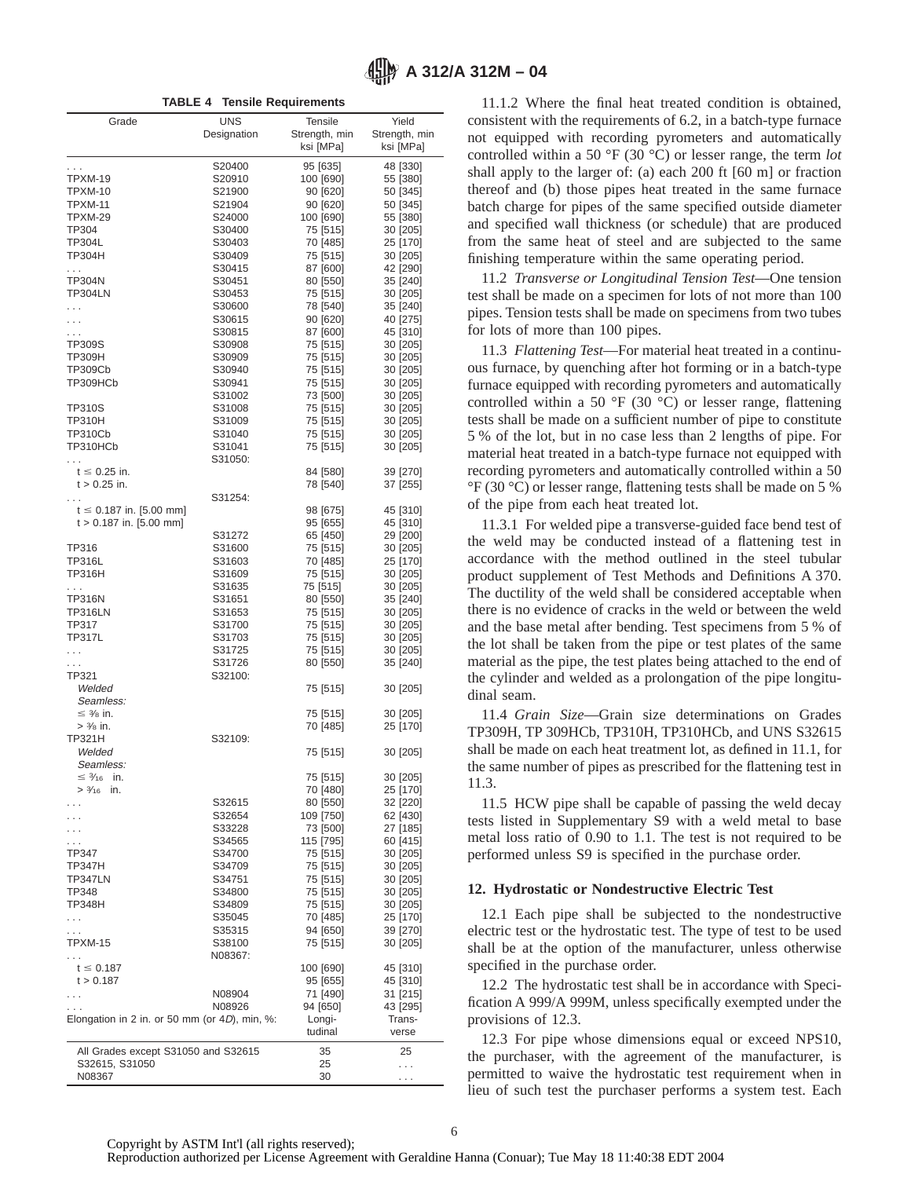**TABLE 4 Tensile Requirements**

| Grade | UNS Designation | Tensile Strength, min ksi [MPa] | Yield Strength, min ksi [MPa] |
|---|---|---|---|
| . . . | S20400 | 95 [635] | 48 [330] |
| TPXM-19 | S20910 | 100 [690] | 55 [380] |
| TPXM-10 | S21900 | 90 [620] | 50 [345] |
| TPXM-11 | S21904 | 90 [620] | 50 [345] |
| TPXM-29 | S24000 | 100 [690] | 55 [380] |
| TP304 | S30400 | 75 [515] | 30 [205] |
| TP304L | S30403 | 70 [485] | 25 [170] |
| TP304H | S30409 | 75 [515] | 30 [205] |
| . . . | S30415 | 87 [600] | 42 [290] |
| TP304N | S30451 | 80 [550] | 35 [240] |
| TP304LN | S30453 | 75 [515] | 30 [205] |
| . . . | S30600 | 78 [540] | 35 [240] |
| . . . | S30615 | 90 [620] | 40 [275] |
| . . . | S30815 | 87 [600] | 45 [310] |
| TP309S | S30908 | 75 [515] | 30 [205] |
| TP309H | S30909 | 75 [515] | 30 [205] |
| TP309Cb | S30940 | 75 [515] | 30 [205] |
| TP309HCb | S30941 | 75 [515] | 30 [205] |
| | S31002 | 73 [500] | 30 [205] |
| TP310S | S31008 | 75 [515] | 30 [205] |
| TP310H | S31009 | 75 [515] | 30 [205] |
| TP310Cb | S31040 | 75 [515] | 30 [205] |
| TP310HCb | S31041 | 75 [515] | 30 [205] |
| . . . | S31050: | | |
| t ≤ 0.25 in. | | 84 [580] | 39 [270] |
| t > 0.25 in. | | 78 [540] | 37 [255] |
| . . . | S31254: | | |
| t ≤ 0.187 in. [5.00 mm] | | 98 [675] | 45 [310] |
| t > 0.187 in. [5.00 mm] | | 95 [655] | 45 [310] |
| | S31272 | 65 [450] | 29 [200] |
| TP316 | S31600 | 75 [515] | 30 [205] |
| TP316L | S31603 | 70 [485] | 25 [170] |
| TP316H | S31609 | 75 [515] | 30 [205] |
| . . . | S31635 | 75 [515] | 30 [205] |
| TP316N | S31651 | 80 [550] | 35 [240] |
| TP316LN | S31653 | 75 [515] | 30 [205] |
| TP317 | S31700 | 75 [515] | 30 [205] |
| TP317L | S31703 | 75 [515] | 30 [205] |
| . . . | S31725 | 75 [515] | 30 [205] |
| . . . | S31726 | 80 [550] | 35 [240] |
| TP321 | S32100: | | |
| *Welded* | | 75 [515] | 30 [205] |
| *Seamless:* | | | |
| ≤ ⅜ in. | | 75 [515] | 30 [205] |
| > ⅜ in. | | 70 [485] | 25 [170] |
| TP321H | S32109: | | |
| *Welded* | | 75 [515] | 30 [205] |
| *Seamless:* | | | |
| ≤ 3⁄16 in. | | 75 [515] | 30 [205] |
| > 3⁄16 in. | | 70 [480] | 25 [170] |
| . . . | S32615 | 80 [550] | 32 [220] |
| . . . | S32654 | 109 [750] | 62 [430] |
| . . . | S33228 | 73 [500] | 27 [185] |
| . . . | S34565 | 115 [795] | 60 [415] |
| TP347 | S34700 | 75 [515] | 30 [205] |
| TP347H | S34709 | 75 [515] | 30 [205] |
| TP347LN | S34751 | 75 [515] | 30 [205] |
| TP348 | S34800 | 75 [515] | 30 [205] |
| TP348H | S34809 | 75 [515] | 30 [205] |
| . . . | S35045 | 70 [485] | 25 [170] |
| . . . | S35315 | 94 [650] | 39 [270] |
| TPXM-15 | S38100 | 75 [515] | 30 [205] |
| . . . | N08367: | | |
| t ≤ 0.187 | | 100 [690] | 45 [310] |
| t > 0.187 | | 95 [655] | 45 [310] |
| . . . | N08904 | 71 [490] | 31 [215] |
| . . . | N08926 | 94 [650] | 43 [295] |
| Elongation in 2 in. or 50 mm (or 4*D*), min, %: | | Longitudinal | Transverse |
| All Grades except S31050 and S32615 | | 35 | 25 |
| S32615, S31050 | | 25 | . . . |
| N08367 | | 30 | . . . |

11.1.2 Where the final heat treated condition is obtained, consistent with the requirements of 6.2, in a batch-type furnace not equipped with recording pyrometers and automatically controlled within a 50 °F (30 °C) or lesser range, the term *lot* shall apply to the larger of: (a) each 200 ft [60 m] or fraction thereof and (b) those pipes heat treated in the same furnace batch charge for pipes of the same specified outside diameter and specified wall thickness (or schedule) that are produced from the same heat of steel and are subjected to the same finishing temperature within the same operating period.

11.2 *Transverse or Longitudinal Tension Test*—One tension test shall be made on a specimen for lots of not more than 100 pipes. Tension tests shall be made on specimens from two tubes for lots of more than 100 pipes.

11.3 *Flattening Test*—For material heat treated in a continuous furnace, by quenching after hot forming or in a batch-type furnace equipped with recording pyrometers and automatically controlled within a 50 °F (30 °C) or lesser range, flattening tests shall be made on a sufficient number of pipe to constitute 5 % of the lot, but in no case less than 2 lengths of pipe. For material heat treated in a batch-type furnace not equipped with recording pyrometers and automatically controlled within a 50 °F (30 °C) or lesser range, flattening tests shall be made on 5 % of the pipe from each heat treated lot.

11.3.1 For welded pipe a transverse-guided face bend test of the weld may be conducted instead of a flattening test in accordance with the method outlined in the steel tubular product supplement of Test Methods and Definitions A 370. The ductility of the weld shall be considered acceptable when there is no evidence of cracks in the weld or between the weld and the base metal after bending. Test specimens from 5 % of the lot shall be taken from the pipe or test plates of the same material as the pipe, the test plates being attached to the end of the cylinder and welded as a prolongation of the pipe longitudinal seam.

11.4 *Grain Size*—Grain size determinations on Grades TP309H, TP 309HCb, TP310H, TP310HCb, and UNS S32615 shall be made on each heat treatment lot, as defined in 11.1, for the same number of pipes as prescribed for the flattening test in 11.3.

11.5 HCW pipe shall be capable of passing the weld decay tests listed in Supplementary S9 with a weld metal to base metal loss ratio of 0.90 to 1.1. The test is not required to be performed unless S9 is specified in the purchase order.

## 12. Hydrostatic or Nondestructive Electric Test

12.1 Each pipe shall be subjected to the nondestructive electric test or the hydrostatic test. The type of test to be used shall be at the option of the manufacturer, unless otherwise specified in the purchase order.

12.2 The hydrostatic test shall be in accordance with Specification A 999/A 999M, unless specifically exempted under the provisions of 12.3.

12.3 For pipe whose dimensions equal or exceed NPS10, the purchaser, with the agreement of the manufacturer, is permitted to waive the hydrostatic test requirement when in lieu of such test the purchaser performs a system test. Each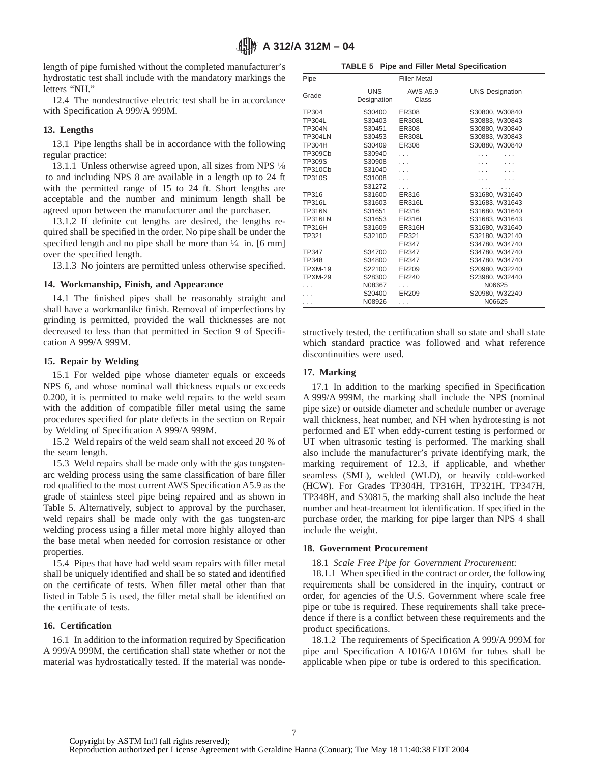length of pipe furnished without the completed manufacturer's hydrostatic test shall include with the mandatory markings the letters "NH."

12.4 The nondestructive electric test shall be in accordance with Specification A 999/A 999M.

## 13. Lengths

13.1 Pipe lengths shall be in accordance with the following regular practice:

13.1.1 Unless otherwise agreed upon, all sizes from NPS ⅛ to and including NPS 8 are available in a length up to 24 ft with the permitted range of 15 to 24 ft. Short lengths are acceptable and the number and minimum length shall be agreed upon between the manufacturer and the purchaser.

13.1.2 If definite cut lengths are desired, the lengths required shall be specified in the order. No pipe shall be under the specified length and no pipe shall be more than ¼ in. [6 mm] over the specified length.

13.1.3 No jointers are permitted unless otherwise specified.

## 14. Workmanship, Finish, and Appearance

14.1 The finished pipes shall be reasonably straight and shall have a workmanlike finish. Removal of imperfections by grinding is permitted, provided the wall thicknesses are not decreased to less than that permitted in Section 9 of Specification A 999/A 999M.

## 15. Repair by Welding

15.1 For welded pipe whose diameter equals or exceeds NPS 6, and whose nominal wall thickness equals or exceeds 0.200, it is permitted to make weld repairs to the weld seam with the addition of compatible filler metal using the same procedures specified for plate defects in the section on Repair by Welding of Specification A 999/A 999M.

15.2 Weld repairs of the weld seam shall not exceed 20 % of the seam length.

15.3 Weld repairs shall be made only with the gas tungsten-arc welding process using the same classification of bare filler rod qualified to the most current AWS Specification A5.9 as the grade of stainless steel pipe being repaired and as shown in Table 5. Alternatively, subject to approval by the purchaser, weld repairs shall be made only with the gas tungsten-arc welding process using a filler metal more highly alloyed than the base metal when needed for corrosion resistance or other properties.

15.4 Pipes that have had weld seam repairs with filler metal shall be uniquely identified and shall be so stated and identified on the certificate of tests. When filler metal other than that listed in Table 5 is used, the filler metal shall be identified on the certificate of tests.

## 16. Certification

16.1 In addition to the information required by Specification A 999/A 999M, the certification shall state whether or not the material was hydrostatically tested. If the material was nondestructively tested, the certification shall so state and shall state which standard practice was followed and what reference discontinuities were used.

**TABLE 5 Pipe and Filler Metal Specification**

| Pipe | | Filler Metal | |
|---|---|---|---|
| Grade | UNS Designation | AWS A5.9 Class | UNS Designation |
| TP304 | S30400 | ER308 | S30800, W30840 |
| TP304L | S30403 | ER308L | S30883, W30843 |
| TP304N | S30451 | ER308 | S30880, W30840 |
| TP304LN | S30453 | ER308L | S30883, W30843 |
| TP304H | S30409 | ER308 | S30880, W30840 |
| TP309Cb | S30940 | . . . | . . . . . . |
| TP309S | S30908 | . . . | . . . . . . |
| TP310Cb | S31040 | . . . | . . . . . . |
| TP310S | S31008 | . . . | . . . . . . |
| | S31272 | . . . | . . . . . . |
| TP316 | S31600 | ER316 | S31680, W31640 |
| TP316L | S31603 | ER316L | S31683, W31643 |
| TP316N | S31651 | ER316 | S31680, W31640 |
| TP316LN | S31653 | ER316L | S31683, W31643 |
| TP316H | S31609 | ER316H | S31680, W31640 |
| TP321 | S32100 | ER321 | S32180, W32140 |
| | | ER347 | S34780, W34740 |
| TP347 | S34700 | ER347 | S34780, W34740 |
| TP348 | S34800 | ER347 | S34780, W34740 |
| TPXM-19 | S22100 | ER209 | S20980, W32240 |
| TPXM-29 | S28300 | ER240 | S23980, W32440 |
| . . . | N08367 | . . . | N06625 |
| . . . | S20400 | ER209 | S20980, W32240 |
| . . . | N08926 | . . . | N06625 |

## 17. Marking

17.1 In addition to the marking specified in Specification A 999/A 999M, the marking shall include the NPS (nominal pipe size) or outside diameter and schedule number or average wall thickness, heat number, and NH when hydrotesting is not performed and ET when eddy-current testing is performed or UT when ultrasonic testing is performed. The marking shall also include the manufacturer's private identifying mark, the marking requirement of 12.3, if applicable, and whether seamless (SML), welded (WLD), or heavily cold-worked (HCW). For Grades TP304H, TP316H, TP321H, TP347H, TP348H, and S30815, the marking shall also include the heat number and heat-treatment lot identification. If specified in the purchase order, the marking for pipe larger than NPS 4 shall include the weight.

## 18. Government Procurement

18.1 *Scale Free Pipe for Government Procurement*:

18.1.1 When specified in the contract or order, the following requirements shall be considered in the inquiry, contract or order, for agencies of the U.S. Government where scale free pipe or tube is required. These requirements shall take precedence if there is a conflict between these requirements and the product specifications.

18.1.2 The requirements of Specification A 999/A 999M for pipe and Specification A 1016/A 1016M for tubes shall be applicable when pipe or tube is ordered to this specification.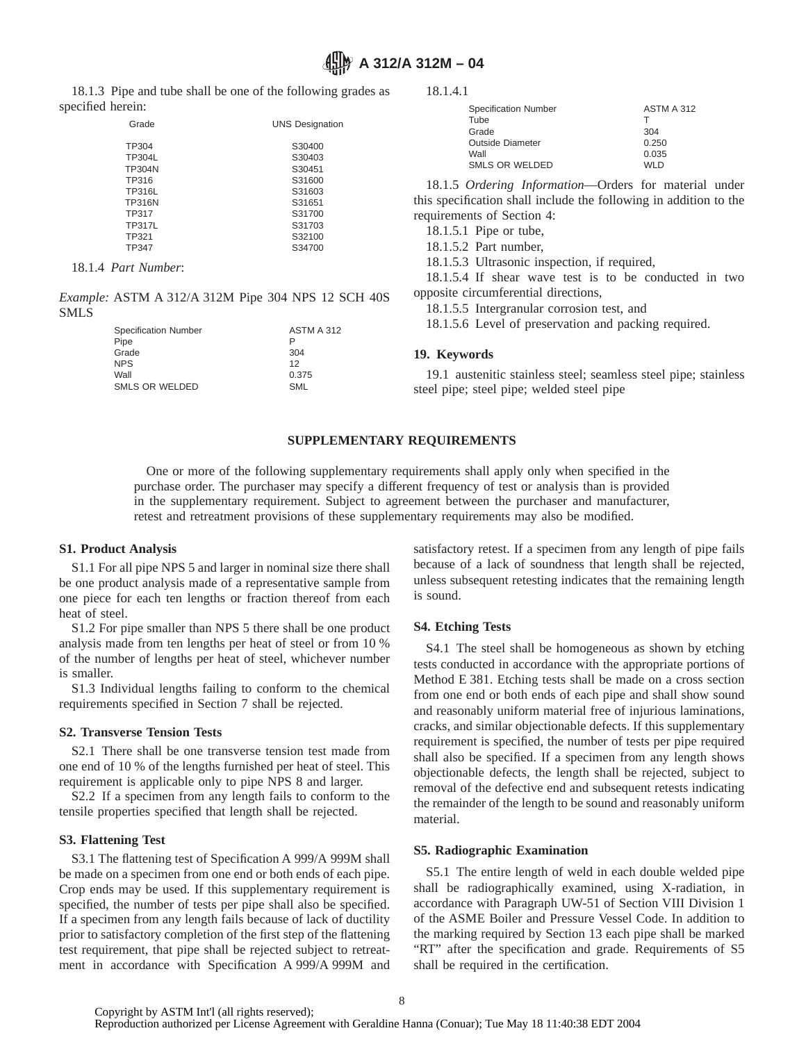18.1.3 Pipe and tube shall be one of the following grades as specified herein:

| Grade | UNS Designation |
|---|---|
| TP304 | S30400 |
| TP304L | S30403 |
| TP304N | S30451 |
| TP316 | S31600 |
| TP316L | S31603 |
| TP316N | S31651 |
| TP317 | S31700 |
| TP317L | S31703 |
| TP321 | S32100 |
| TP347 | S34700 |

18.1.4 *Part Number*:

*Example:* ASTM A 312/A 312M Pipe 304 NPS 12 SCH 40S SMLS

| | |
|---|---|
| Specification Number | ASTM A 312 |
| Pipe | P |
| Grade | 304 |
| NPS | 12 |
| Wall | 0.375 |
| SMLS OR WELDED | SML |

18.1.4.1

| | |
|---|---|
| Specification Number | ASTM A 312 |
| Tube | T |
| Grade | 304 |
| Outside Diameter | 0.250 |
| Wall | 0.035 |
| SMLS OR WELDED | WLD |

18.1.5 *Ordering Information*—Orders for material under this specification shall include the following in addition to the requirements of Section 4:

18.1.5.1 Pipe or tube,

18.1.5.2 Part number,

18.1.5.3 Ultrasonic inspection, if required,

18.1.5.4 If shear wave test is to be conducted in two opposite circumferential directions,

18.1.5.5 Intergranular corrosion test, and

18.1.5.6 Level of preservation and packing required.

## 19. Keywords

19.1 austenitic stainless steel; seamless steel pipe; stainless steel pipe; steel pipe; welded steel pipe

## SUPPLEMENTARY REQUIREMENTS

One or more of the following supplementary requirements shall apply only when specified in the purchase order. The purchaser may specify a different frequency of test or analysis than is provided in the supplementary requirement. Subject to agreement between the purchaser and manufacturer, retest and retreatment provisions of these supplementary requirements may also be modified.

### S1. Product Analysis

S1.1 For all pipe NPS 5 and larger in nominal size there shall be one product analysis made of a representative sample from one piece for each ten lengths or fraction thereof from each heat of steel.

S1.2 For pipe smaller than NPS 5 there shall be one product analysis made from ten lengths per heat of steel or from 10 % of the number of lengths per heat of steel, whichever number is smaller.

S1.3 Individual lengths failing to conform to the chemical requirements specified in Section 7 shall be rejected.

### S2. Transverse Tension Tests

S2.1 There shall be one transverse tension test made from one end of 10 % of the lengths furnished per heat of steel. This requirement is applicable only to pipe NPS 8 and larger.

S2.2 If a specimen from any length fails to conform to the tensile properties specified that length shall be rejected.

### S3. Flattening Test

S3.1 The flattening test of Specification A 999/A 999M shall be made on a specimen from one end or both ends of each pipe. Crop ends may be used. If this supplementary requirement is specified, the number of tests per pipe shall also be specified. If a specimen from any length fails because of lack of ductility prior to satisfactory completion of the first step of the flattening test requirement, that pipe shall be rejected subject to retreatment in accordance with Specification A 999/A 999M and satisfactory retest. If a specimen from any length of pipe fails because of a lack of soundness that length shall be rejected, unless subsequent retesting indicates that the remaining length is sound.

### S4. Etching Tests

S4.1 The steel shall be homogeneous as shown by etching tests conducted in accordance with the appropriate portions of Method E 381. Etching tests shall be made on a cross section from one end or both ends of each pipe and shall show sound and reasonably uniform material free of injurious laminations, cracks, and similar objectionable defects. If this supplementary requirement is specified, the number of tests per pipe required shall also be specified. If a specimen from any length shows objectionable defects, the length shall be rejected, subject to removal of the defective end and subsequent retests indicating the remainder of the length to be sound and reasonably uniform material.

### S5. Radiographic Examination

S5.1 The entire length of weld in each double welded pipe shall be radiographically examined, using X-radiation, in accordance with Paragraph UW-51 of Section VIII Division 1 of the ASME Boiler and Pressure Vessel Code. In addition to the marking required by Section 13 each pipe shall be marked "RT" after the specification and grade. Requirements of S5 shall be required in the certification.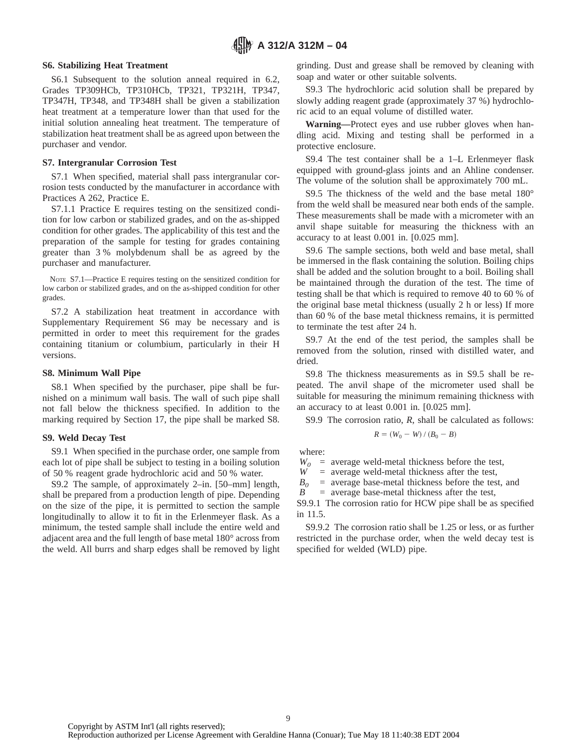### S6. Stabilizing Heat Treatment

S6.1 Subsequent to the solution anneal required in 6.2, Grades TP309HCb, TP310HCb, TP321, TP321H, TP347, TP347H, TP348, and TP348H shall be given a stabilization heat treatment at a temperature lower than that used for the initial solution annealing heat treatment. The temperature of stabilization heat treatment shall be as agreed upon between the purchaser and vendor.

### S7. Intergranular Corrosion Test

S7.1 When specified, material shall pass intergranular corrosion tests conducted by the manufacturer in accordance with Practices A 262, Practice E.

S7.1.1 Practice E requires testing on the sensitized condition for low carbon or stabilized grades, and on the as-shipped condition for other grades. The applicability of this test and the preparation of the sample for testing for grades containing greater than 3 % molybdenum shall be as agreed by the purchaser and manufacturer.

NOTE S7.1—Practice E requires testing on the sensitized condition for low carbon or stabilized grades, and on the as-shipped condition for other grades.

S7.2 A stabilization heat treatment in accordance with Supplementary Requirement S6 may be necessary and is permitted in order to meet this requirement for the grades containing titanium or columbium, particularly in their H versions.

### S8. Minimum Wall Pipe

S8.1 When specified by the purchaser, pipe shall be furnished on a minimum wall basis. The wall of such pipe shall not fall below the thickness specified. In addition to the marking required by Section 17, the pipe shall be marked S8.

### S9. Weld Decay Test

S9.1 When specified in the purchase order, one sample from each lot of pipe shall be subject to testing in a boiling solution of 50 % reagent grade hydrochloric acid and 50 % water.

S9.2 The sample, of approximately 2–in. [50–mm] length, shall be prepared from a production length of pipe. Depending on the size of the pipe, it is permitted to section the sample longitudinally to allow it to fit in the Erlenmeyer flask. As a minimum, the tested sample shall include the entire weld and adjacent area and the full length of base metal 180° across from the weld. All burrs and sharp edges shall be removed by light grinding. Dust and grease shall be removed by cleaning with soap and water or other suitable solvents.

S9.3 The hydrochloric acid solution shall be prepared by slowly adding reagent grade (approximately 37 %) hydrochloric acid to an equal volume of distilled water.

**Warning—**Protect eyes and use rubber gloves when handling acid. Mixing and testing shall be performed in a protective enclosure.

S9.4 The test container shall be a 1–L Erlenmeyer flask equipped with ground-glass joints and an Ahline condenser. The volume of the solution shall be approximately 700 mL.

S9.5 The thickness of the weld and the base metal 180° from the weld shall be measured near both ends of the sample. These measurements shall be made with a micrometer with an anvil shape suitable for measuring the thickness with an accuracy to at least 0.001 in. [0.025 mm].

S9.6 The sample sections, both weld and base metal, shall be immersed in the flask containing the solution. Boiling chips shall be added and the solution brought to a boil. Boiling shall be maintained through the duration of the test. The time of testing shall be that which is required to remove 40 to 60 % of the original base metal thickness (usually 2 h or less) If more than 60 % of the base metal thickness remains, it is permitted to terminate the test after 24 h.

S9.7 At the end of the test period, the samples shall be removed from the solution, rinsed with distilled water, and dried.

S9.8 The thickness measurements as in S9.5 shall be repeated. The anvil shape of the micrometer used shall be suitable for measuring the minimum remaining thickness with an accuracy to at least 0.001 in. [0.025 mm].

S9.9 The corrosion ratio, $R$, shall be calculated as follows:

$$R = (W_0 - W) / (B_0 - B)$$

where:

$W_0$ = average weld-metal thickness before the test,
$W$ = average weld-metal thickness after the test,
$B_0$ = average base-metal thickness before the test, and
$B$ = average base-metal thickness after the test,

S9.9.1 The corrosion ratio for HCW pipe shall be as specified in 11.5.

S9.9.2 The corrosion ratio shall be 1.25 or less, or as further restricted in the purchase order, when the weld decay test is specified for welded (WLD) pipe.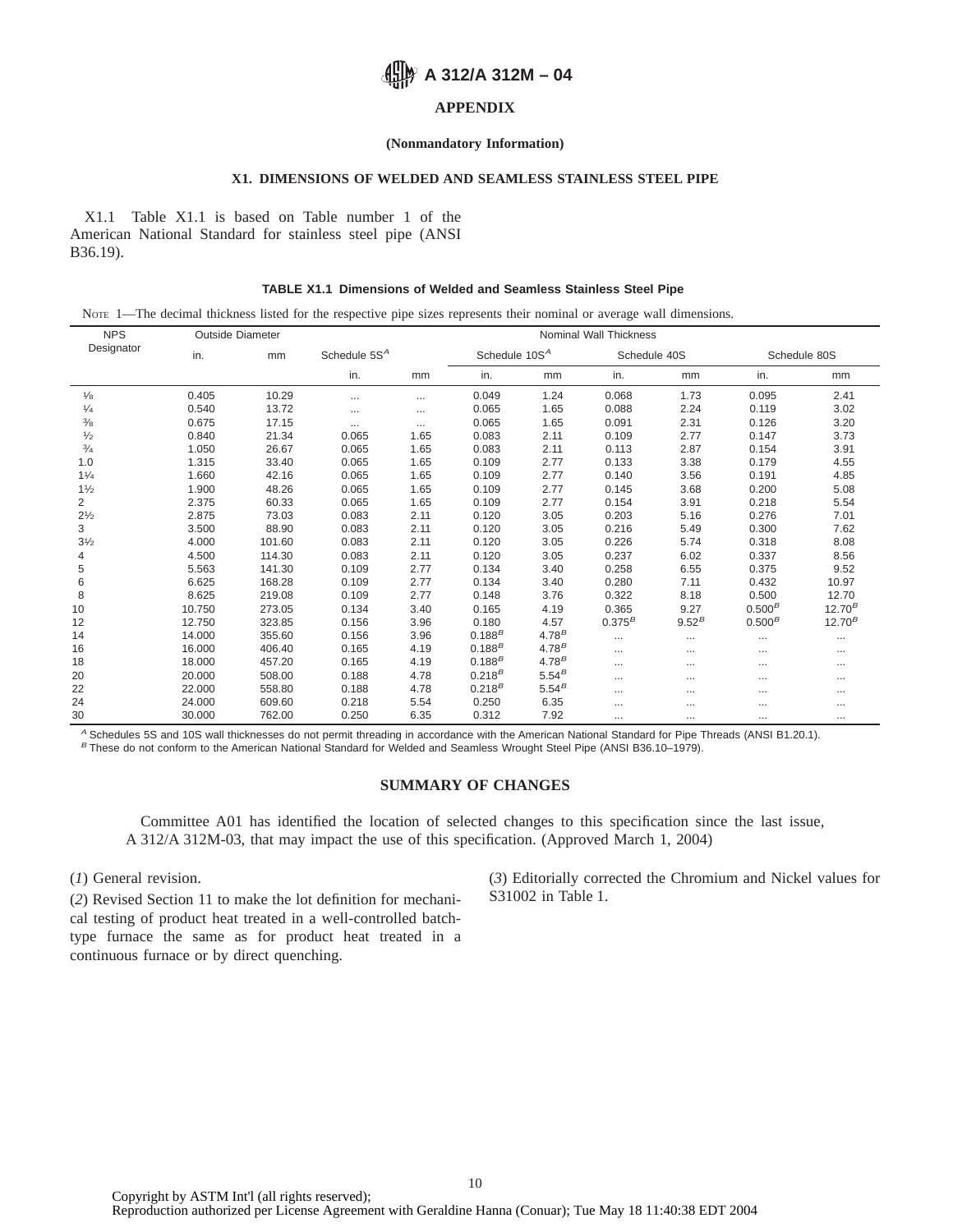## APPENDIX

**(Nonmandatory Information)**

### X1. DIMENSIONS OF WELDED AND SEAMLESS STAINLESS STEEL PIPE

X1.1 Table X1.1 is based on Table number 1 of the American National Standard for stainless steel pipe (ANSI B36.19).

**TABLE X1.1 Dimensions of Welded and Seamless Stainless Steel Pipe**

NOTE 1—The decimal thickness listed for the respective pipe sizes represents their nominal or average wall dimensions.

| NPS Designator | Outside Diameter | | Nominal Wall Thickness | | | | | | | |
|---|---|---|---|---|---|---|---|---|---|---|
| | in. | mm | Schedule 5S[A] | | Schedule 10S[A] | | Schedule 40S | | Schedule 80S | |
| | | | in. | mm | in. | mm | in. | mm | in. | mm |
| 1⁄8 | 0.405 | 10.29 | ... | ... | 0.049 | 1.24 | 0.068 | 1.73 | 0.095 | 2.41 |
| 1⁄4 | 0.540 | 13.72 | ... | ... | 0.065 | 1.65 | 0.088 | 2.24 | 0.119 | 3.02 |
| 3⁄8 | 0.675 | 17.15 | ... | ... | 0.065 | 1.65 | 0.091 | 2.31 | 0.126 | 3.20 |
| 1⁄2 | 0.840 | 21.34 | 0.065 | 1.65 | 0.083 | 2.11 | 0.109 | 2.77 | 0.147 | 3.73 |
| 3⁄4 | 1.050 | 26.67 | 0.065 | 1.65 | 0.083 | 2.11 | 0.113 | 2.87 | 0.154 | 3.91 |
| 1.0 | 1.315 | 33.40 | 0.065 | 1.65 | 0.109 | 2.77 | 0.133 | 3.38 | 0.179 | 4.55 |
| 1 1⁄4 | 1.660 | 42.16 | 0.065 | 1.65 | 0.109 | 2.77 | 0.140 | 3.56 | 0.191 | 4.85 |
| 1 1⁄2 | 1.900 | 48.26 | 0.065 | 1.65 | 0.109 | 2.77 | 0.145 | 3.68 | 0.200 | 5.08 |
| 2 | 2.375 | 60.33 | 0.065 | 1.65 | 0.109 | 2.77 | 0.154 | 3.91 | 0.218 | 5.54 |
| 2 1⁄2 | 2.875 | 73.03 | 0.083 | 2.11 | 0.120 | 3.05 | 0.203 | 5.16 | 0.276 | 7.01 |
| 3 | 3.500 | 88.90 | 0.083 | 2.11 | 0.120 | 3.05 | 0.216 | 5.49 | 0.300 | 7.62 |
| 3 1⁄2 | 4.000 | 101.60 | 0.083 | 2.11 | 0.120 | 3.05 | 0.226 | 5.74 | 0.318 | 8.08 |
| 4 | 4.500 | 114.30 | 0.083 | 2.11 | 0.120 | 3.05 | 0.237 | 6.02 | 0.337 | 8.56 |
| 5 | 5.563 | 141.30 | 0.109 | 2.77 | 0.134 | 3.40 | 0.258 | 6.55 | 0.375 | 9.52 |
| 6 | 6.625 | 168.28 | 0.109 | 2.77 | 0.134 | 3.40 | 0.280 | 7.11 | 0.432 | 10.97 |
| 8 | 8.625 | 219.08 | 0.109 | 2.77 | 0.148 | 3.76 | 0.322 | 8.18 | 0.500 | 12.70 |
| 10 | 10.750 | 273.05 | 0.134 | 3.40 | 0.165 | 4.19 | 0.365 | 9.27 | 0.500[B] | 12.70[B] |
| 12 | 12.750 | 323.85 | 0.156 | 3.96 | 0.180 | 4.57 | 0.375[B] | 9.52[B] | 0.500[B] | 12.70[B] |
| 14 | 14.000 | 355.60 | 0.156 | 3.96 | 0.188[B] | 4.78[B] | ... | ... | ... | ... |
| 16 | 16.000 | 406.40 | 0.165 | 4.19 | 0.188[B] | 4.78[B] | ... | ... | ... | ... |
| 18 | 18.000 | 457.20 | 0.165 | 4.19 | 0.188[B] | 4.78[B] | ... | ... | ... | ... |
| 20 | 20.000 | 508.00 | 0.188 | 4.78 | 0.218[B] | 5.54[B] | ... | ... | ... | ... |
| 22 | 22.000 | 558.80 | 0.188 | 4.78 | 0.218[B] | 5.54[B] | ... | ... | ... | ... |
| 24 | 24.000 | 609.60 | 0.218 | 5.54 | 0.250 | 6.35 | ... | ... | ... | ... |
| 30 | 30.000 | 762.00 | 0.250 | 6.35 | 0.312 | 7.92 | ... | ... | ... | ... |

[A] Schedules 5S and 10S wall thicknesses do not permit threading in accordance with the American National Standard for Pipe Threads (ANSI B1.20.1).
[B] These do not conform to the American National Standard for Welded and Seamless Wrought Steel Pipe (ANSI B36.10–1979).

## SUMMARY OF CHANGES

Committee A01 has identified the location of selected changes to this specification since the last issue, A 312/A 312M-03, that may impact the use of this specification. (Approved March 1, 2004)

(*1*) General revision.

(*2*) Revised Section 11 to make the lot definition for mechanical testing of product heat treated in a well-controlled batch-type furnace the same as for product heat treated in a continuous furnace or by direct quenching.

(*3*) Editorially corrected the Chromium and Nickel values for S31002 in Table 1.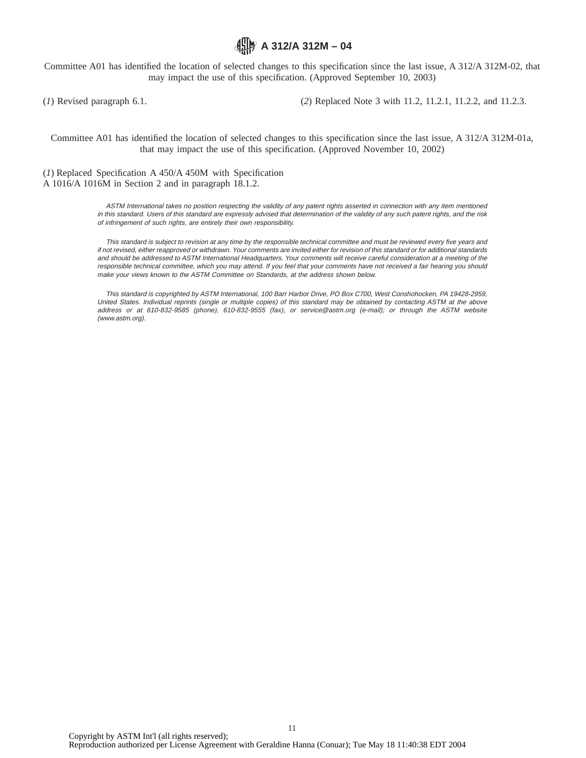Committee A01 has identified the location of selected changes to this specification since the last issue, A 312/A 312M-02, that may impact the use of this specification. (Approved September 10, 2003)

(*1*) Revised paragraph 6.1.

(*2*) Replaced Note 3 with 11.2, 11.2.1, 11.2.2, and 11.2.3.

Committee A01 has identified the location of selected changes to this specification since the last issue, A 312/A 312M-01a, that may impact the use of this specification. (Approved November 10, 2002)

(*1*) Replaced Specification A 450/A 450M with Specification A 1016/A 1016M in Section 2 and in paragraph 18.1.2.

*ASTM International takes no position respecting the validity of any patent rights asserted in connection with any item mentioned in this standard. Users of this standard are expressly advised that determination of the validity of any such patent rights, and the risk of infringement of such rights, are entirely their own responsibility.*

*This standard is subject to revision at any time by the responsible technical committee and must be reviewed every five years and if not revised, either reapproved or withdrawn. Your comments are invited either for revision of this standard or for additional standards and should be addressed to ASTM International Headquarters. Your comments will receive careful consideration at a meeting of the responsible technical committee, which you may attend. If you feel that your comments have not received a fair hearing you should make your views known to the ASTM Committee on Standards, at the address shown below.*

*This standard is copyrighted by ASTM International, 100 Barr Harbor Drive, PO Box C700, West Conshohocken, PA 19428-2959, United States. Individual reprints (single or multiple copies) of this standard may be obtained by contacting ASTM at the above address or at 610-832-9585 (phone), 610-832-9555 (fax), or service@astm.org (e-mail); or through the ASTM website (www.astm.org).*